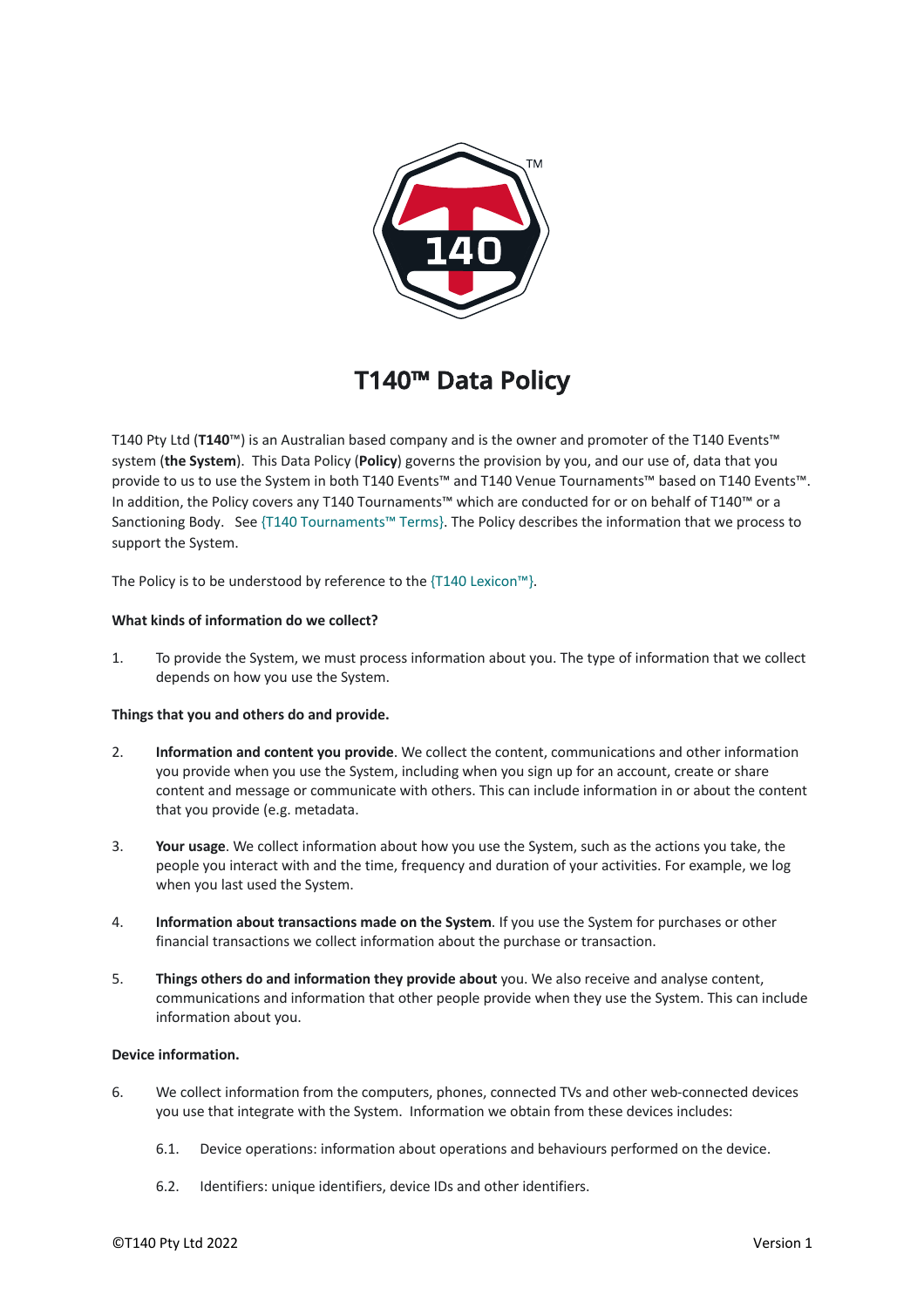# T140™ Data Policy

T140 Pty Ltd (**T140**™) is an Australian based company and is the owner and promoter of the T140 Events™ system (**the System**). This Data Policy (**Policy**) governs the provision by you, and our use of, data that you provide to us to use the System in both T140 Events™ and T140 Venue Tournaments™ based on T140 Events™. In addition, the Policy covers any T140 Tournaments™ which are conducted for or on behalf of T140™ or a Sanctioning Body. See {T140 Tournaments™ Terms}. The Policy describes the information that we process to support the System.

The Policy is to be understood by reference to the {T140 Lexicon™}.

**What kinds of information do we collect?**

1. To provide the System, we must process information about you. The type of information that we collect depends on how you use the System.

**Things that you and others do and provide.**

2. **Information and content you provide**. We collect the content, communications and other information you provide when you use the System, including when you sign up for an account, create or share content and message or communicate with others. This can include information in or about the content that you provide (e.g. metadata.

3. **Your usage**. We collect information about how you use the System, such as the actions you take, the people you interact with and the time, frequency and duration of your activities. For example, we log when you last used the System.

4. **Information about transactions made on the System**. If you use the System for purchases or other financial transactions we collect information about the purchase or transaction.

5. **Things others do and information they provide about** you. We also receive and analyse content, communications and information that other people provide when they use the System. This can include information about you.

**Device information.**

6. We collect information from the computers, phones, connected TVs and other web-connected devices you use that integrate with the System. Information we obtain from these devices includes:

   6.1. Device operations: information about operations and behaviours performed on the device.

   6.2. Identifiers: unique identifiers, device IDs and other identifiers.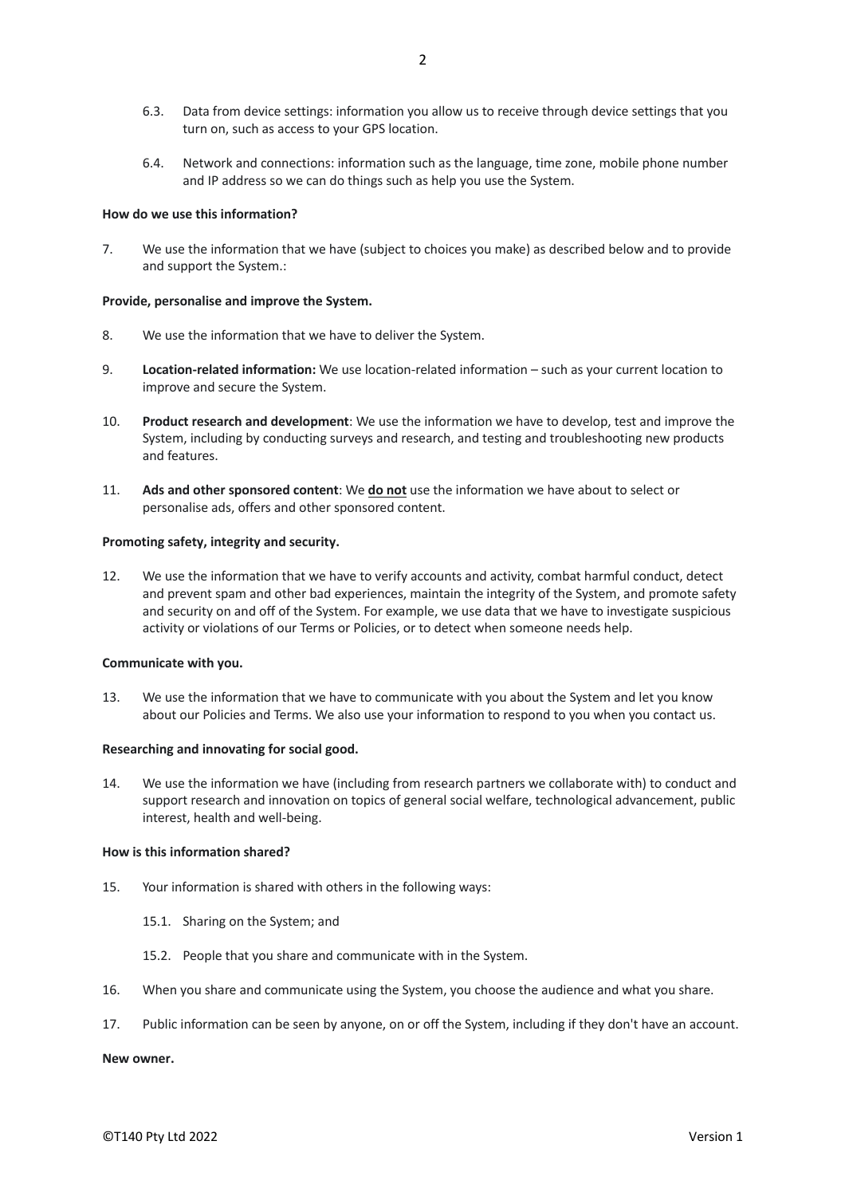6.3. Data from device settings: information you allow us to receive through device settings that you turn on, such as access to your GPS location.

6.4. Network and connections: information such as the language, time zone, mobile phone number and IP address so we can do things such as help you use the System.

**How do we use this information?**

7. We use the information that we have (subject to choices you make) as described below and to provide and support the System.:

**Provide, personalise and improve the System.**

8. We use the information that we have to deliver the System.

9. **Location-related information:** We use location-related information – such as your current location to improve and secure the System.

10. **Product research and development**: We use the information we have to develop, test and improve the System, including by conducting surveys and research, and testing and troubleshooting new products and features.

11. **Ads and other sponsored content**: We **<u>do not</u>** use the information we have about to select or personalise ads, offers and other sponsored content.

**Promoting safety, integrity and security.**

12. We use the information that we have to verify accounts and activity, combat harmful conduct, detect and prevent spam and other bad experiences, maintain the integrity of the System, and promote safety and security on and off of the System. For example, we use data that we have to investigate suspicious activity or violations of our Terms or Policies, or to detect when someone needs help.

**Communicate with you.**

13. We use the information that we have to communicate with you about the System and let you know about our Policies and Terms. We also use your information to respond to you when you contact us.

**Researching and innovating for social good.**

14. We use the information we have (including from research partners we collaborate with) to conduct and support research and innovation on topics of general social welfare, technological advancement, public interest, health and well-being.

**How is this information shared?**

15. Your information is shared with others in the following ways:

    15.1. Sharing on the System; and

    15.2. People that you share and communicate with in the System.

16. When you share and communicate using the System, you choose the audience and what you share.

17. Public information can be seen by anyone, on or off the System, including if they don't have an account.

**New owner.**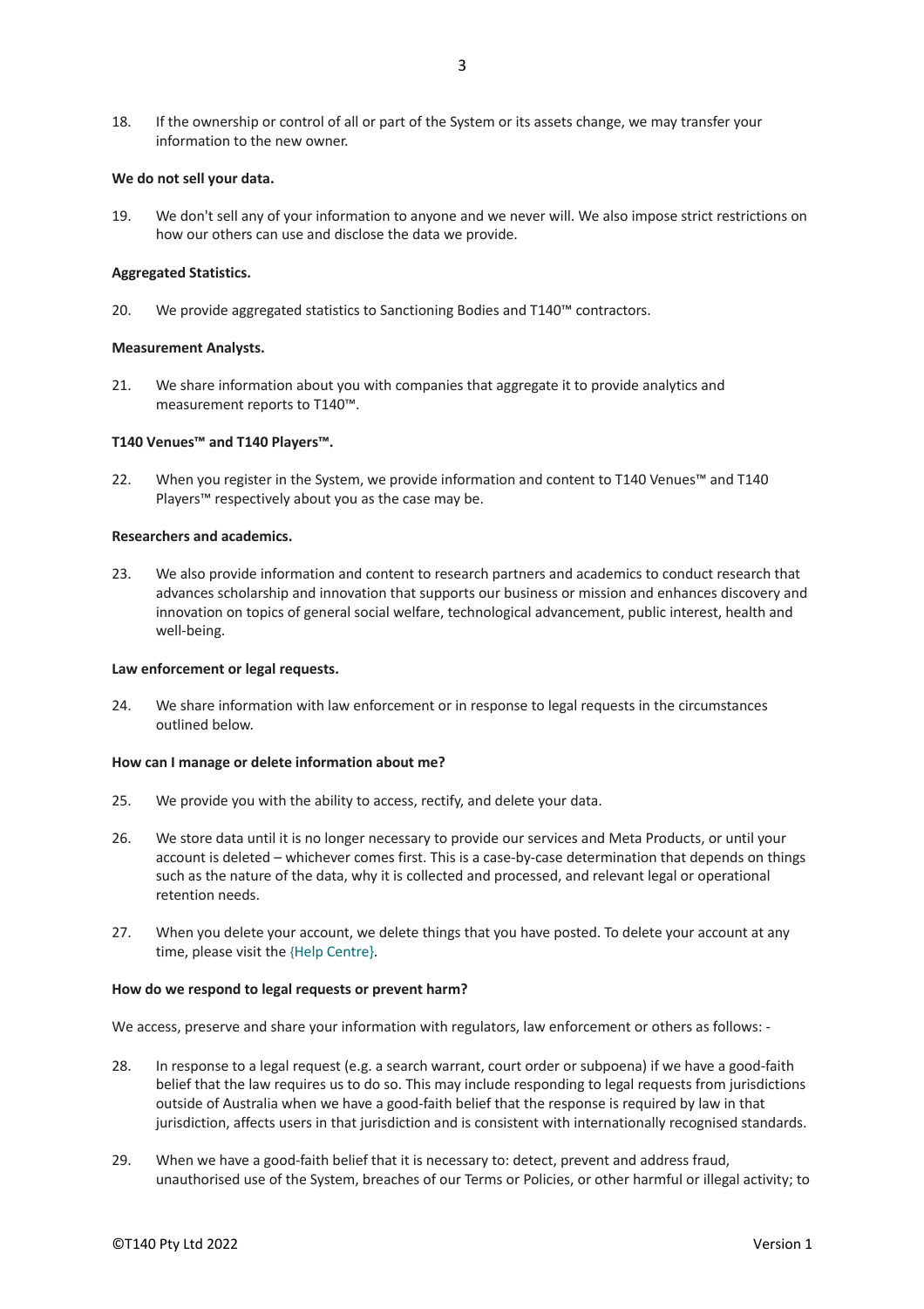18. If the ownership or control of all or part of the System or its assets change, we may transfer your information to the new owner.

**We do not sell your data.**

19. We don't sell any of your information to anyone and we never will. We also impose strict restrictions on how our others can use and disclose the data we provide.

**Aggregated Statistics.**

20. We provide aggregated statistics to Sanctioning Bodies and T140™ contractors.

**Measurement Analysts.**

21. We share information about you with companies that aggregate it to provide analytics and measurement reports to T140™.

**T140 Venues™ and T140 Players™.**

22. When you register in the System, we provide information and content to T140 Venues™ and T140 Players™ respectively about you as the case may be.

**Researchers and academics.**

23. We also provide information and content to research partners and academics to conduct research that advances scholarship and innovation that supports our business or mission and enhances discovery and innovation on topics of general social welfare, technological advancement, public interest, health and well-being.

**Law enforcement or legal requests.**

24. We share information with law enforcement or in response to legal requests in the circumstances outlined below.

**How can I manage or delete information about me?**

25. We provide you with the ability to access, rectify, and delete your data.

26. We store data until it is no longer necessary to provide our services and Meta Products, or until your account is deleted – whichever comes first. This is a case-by-case determination that depends on things such as the nature of the data, why it is collected and processed, and relevant legal or operational retention needs.

27. When you delete your account, we delete things that you have posted. To delete your account at any time, please visit the {Help Centre}.

**How do we respond to legal requests or prevent harm?**

We access, preserve and share your information with regulators, law enforcement or others as follows: -

28. In response to a legal request (e.g. a search warrant, court order or subpoena) if we have a good-faith belief that the law requires us to do so. This may include responding to legal requests from jurisdictions outside of Australia when we have a good-faith belief that the response is required by law in that jurisdiction, affects users in that jurisdiction and is consistent with internationally recognised standards.

29. When we have a good-faith belief that it is necessary to: detect, prevent and address fraud, unauthorised use of the System, breaches of our Terms or Policies, or other harmful or illegal activity; to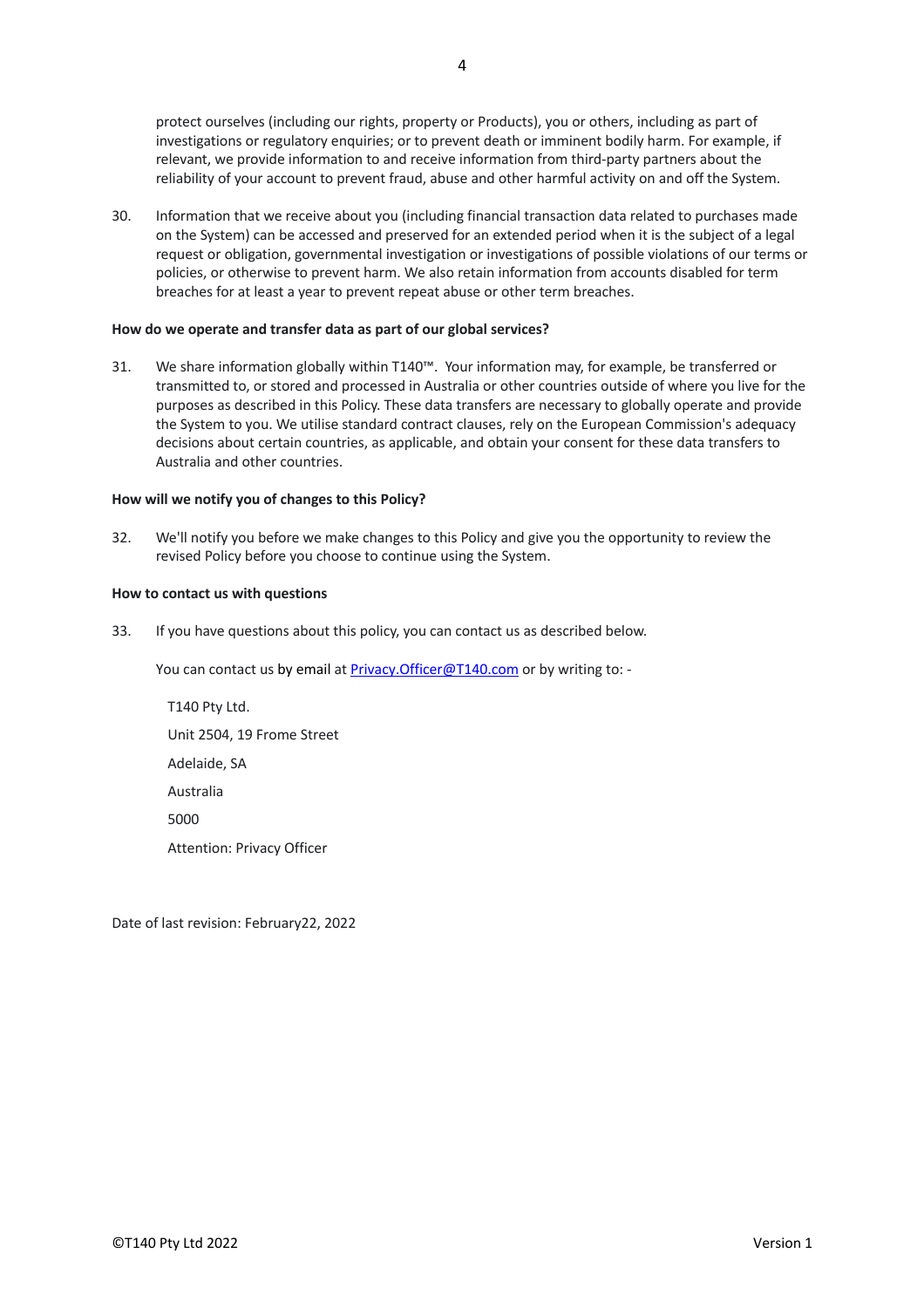protect ourselves (including our rights, property or Products), you or others, including as part of investigations or regulatory enquiries; or to prevent death or imminent bodily harm. For example, if relevant, we provide information to and receive information from third-party partners about the reliability of your account to prevent fraud, abuse and other harmful activity on and off the System.

30. Information that we receive about you (including financial transaction data related to purchases made on the System) can be accessed and preserved for an extended period when it is the subject of a legal request or obligation, governmental investigation or investigations of possible violations of our terms or policies, or otherwise to prevent harm. We also retain information from accounts disabled for term breaches for at least a year to prevent repeat abuse or other term breaches.

**How do we operate and transfer data as part of our global services?**

31. We share information globally within T140™. Your information may, for example, be transferred or transmitted to, or stored and processed in Australia or other countries outside of where you live for the purposes as described in this Policy. These data transfers are necessary to globally operate and provide the System to you. We utilise standard contract clauses, rely on the European Commission's adequacy decisions about certain countries, as applicable, and obtain your consent for these data transfers to Australia and other countries.

**How will we notify you of changes to this Policy?**

32. We'll notify you before we make changes to this Policy and give you the opportunity to review the revised Policy before you choose to continue using the System.

**How to contact us with questions**

33. If you have questions about this policy, you can contact us as described below.

You can contact us by email at Privacy.Officer@T140.com or by writing to: -

T140 Pty Ltd.
Unit 2504, 19 Frome Street
Adelaide, SA
Australia
5000
Attention: Privacy Officer

Date of last revision: February22, 2022

©T140 Pty Ltd 2022 Version 1